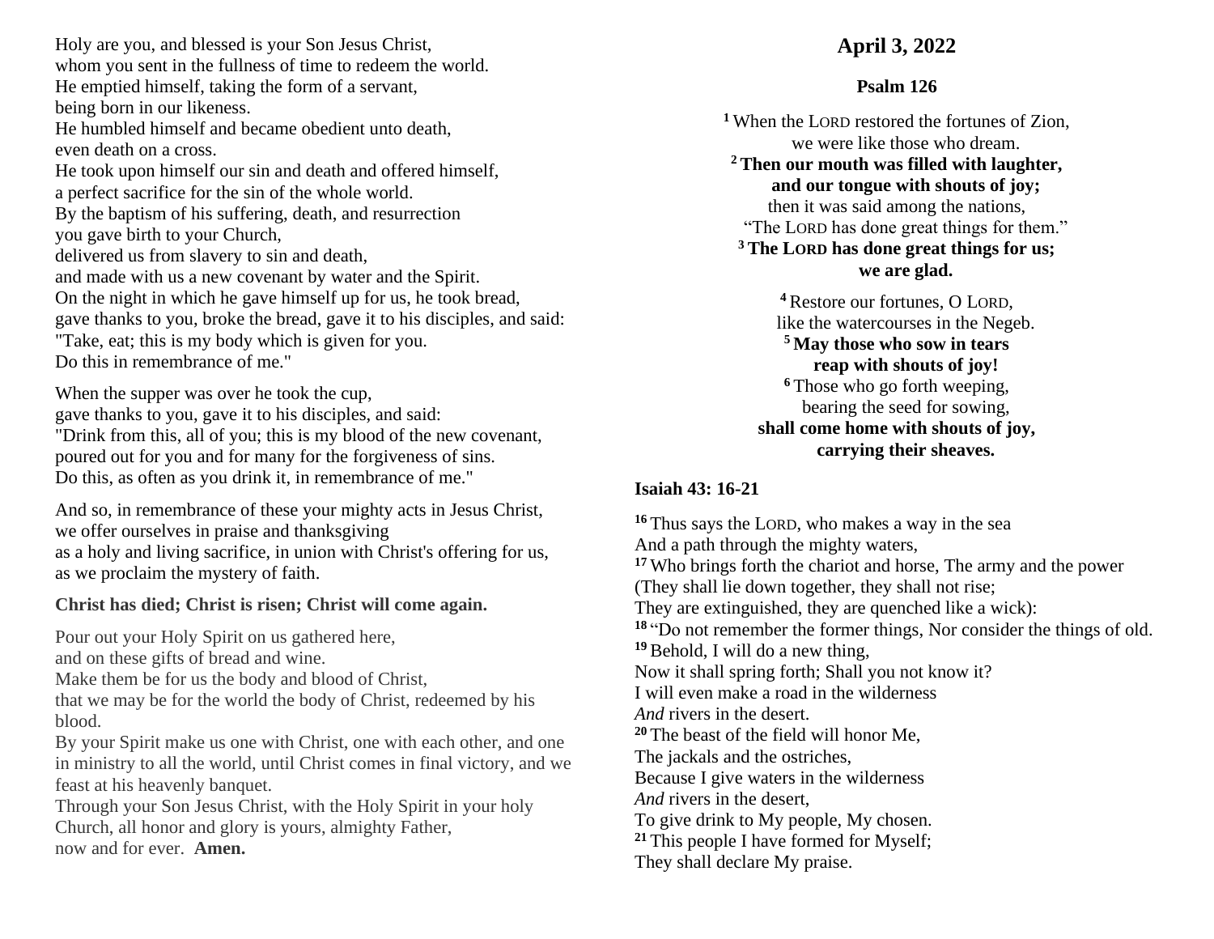Holy are you, and blessed is your Son Jesus Christ,
whom you sent in the fullness of time to redeem the world.
He emptied himself, taking the form of a servant,
being born in our likeness.
He humbled himself and became obedient unto death,
even death on a cross.
He took upon himself our sin and death and offered himself,
a perfect sacrifice for the sin of the whole world.
By the baptism of his suffering, death, and resurrection
you gave birth to your Church,
delivered us from slavery to sin and death,
and made with us a new covenant by water and the Spirit.
On the night in which he gave himself up for us, he took bread,
gave thanks to you, broke the bread, gave it to his disciples, and said:
"Take, eat; this is my body which is given for you.
Do this in remembrance of me."

When the supper was over he took the cup,
gave thanks to you, gave it to his disciples, and said:
"Drink from this, all of you; this is my blood of the new covenant,
poured out for you and for many for the forgiveness of sins.
Do this, as often as you drink it, in remembrance of me."

And so, in remembrance of these your mighty acts in Jesus Christ,
we offer ourselves in praise and thanksgiving
as a holy and living sacrifice, in union with Christ's offering for us,
as we proclaim the mystery of faith.

**Christ has died; Christ is risen; Christ will come again.**

Pour out your Holy Spirit on us gathered here,
and on these gifts of bread and wine.
Make them be for us the body and blood of Christ,
that we may be for the world the body of Christ, redeemed by his blood.
By your Spirit make us one with Christ, one with each other, and one in ministry to all the world, until Christ comes in final victory, and we feast at his heavenly banquet.
Through your Son Jesus Christ, with the Holy Spirit in your holy Church, all honor and glory is yours, almighty Father,
now and for ever. **Amen.**

# April 3, 2022

## Psalm 126

[1] When the LORD restored the fortunes of Zion,
we were like those who dream.
**[2] Then our mouth was filled with laughter,**
**and our tongue with shouts of joy;**
then it was said among the nations,
"The LORD has done great things for them."
**[3] The LORD has done great things for us;**
**we are glad.**

[4] Restore our fortunes, O LORD,
like the watercourses in the Negeb.
**[5] May those who sow in tears**
**reap with shouts of joy!**
[6] Those who go forth weeping,
bearing the seed for sowing,
**shall come home with shouts of joy,**
**carrying their sheaves.**

### Isaiah 43: 16-21

[16] Thus says the LORD, who makes a way in the sea
And a path through the mighty waters,
[17] Who brings forth the chariot and horse, The army and the power
(They shall lie down together, they shall not rise;
They are extinguished, they are quenched like a wick):
[18] "Do not remember the former things, Nor consider the things of old.
[19] Behold, I will do a new thing,
Now it shall spring forth; Shall you not know it?
I will even make a road in the wilderness
*And* rivers in the desert.
[20] The beast of the field will honor Me,
The jackals and the ostriches,
Because I give waters in the wilderness
*And* rivers in the desert,
To give drink to My people, My chosen.
[21] This people I have formed for Myself;
They shall declare My praise.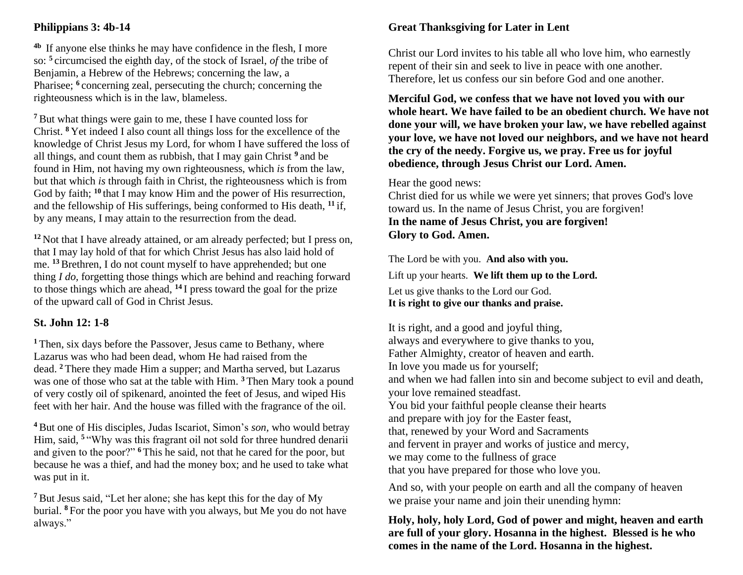**Philippians 3: 4b-14**

[4b] If anyone else thinks he may have confidence in the flesh, I more so: [5] circumcised the eighth day, of the stock of Israel, *of* the tribe of Benjamin, a Hebrew of the Hebrews; concerning the law, a Pharisee; [6] concerning zeal, persecuting the church; concerning the righteousness which is in the law, blameless.

[7] But what things were gain to me, these I have counted loss for Christ. [8] Yet indeed I also count all things loss for the excellence of the knowledge of Christ Jesus my Lord, for whom I have suffered the loss of all things, and count them as rubbish, that I may gain Christ [9] and be found in Him, not having my own righteousness, which *is* from the law, but that which *is* through faith in Christ, the righteousness which is from God by faith; [10] that I may know Him and the power of His resurrection, and the fellowship of His sufferings, being conformed to His death, [11] if, by any means, I may attain to the resurrection from the dead.

[12] Not that I have already attained, or am already perfected; but I press on, that I may lay hold of that for which Christ Jesus has also laid hold of me. [13] Brethren, I do not count myself to have apprehended; but one thing *I do,* forgetting those things which are behind and reaching forward to those things which are ahead, [14] I press toward the goal for the prize of the upward call of God in Christ Jesus.

**St. John 12: 1-8**

[1] Then, six days before the Passover, Jesus came to Bethany, where Lazarus was who had been dead, whom He had raised from the dead. [2] There they made Him a supper; and Martha served, but Lazarus was one of those who sat at the table with Him. [3] Then Mary took a pound of very costly oil of spikenard, anointed the feet of Jesus, and wiped His feet with her hair. And the house was filled with the fragrance of the oil.

[4] But one of His disciples, Judas Iscariot, Simon's *son*, who would betray Him, said, [5] "Why was this fragrant oil not sold for three hundred denarii and given to the poor?" [6] This he said, not that he cared for the poor, but because he was a thief, and had the money box; and he used to take what was put in it.

[7] But Jesus said, "Let her alone; she has kept this for the day of My burial. [8] For the poor you have with you always, but Me you do not have always."

**Great Thanksgiving for Later in Lent**

Christ our Lord invites to his table all who love him, who earnestly repent of their sin and seek to live in peace with one another. Therefore, let us confess our sin before God and one another.

**Merciful God, we confess that we have not loved you with our whole heart. We have failed to be an obedient church. We have not done your will, we have broken your law, we have rebelled against your love, we have not loved our neighbors, and we have not heard the cry of the needy. Forgive us, we pray. Free us for joyful obedience, through Jesus Christ our Lord. Amen.**

Hear the good news:
Christ died for us while we were yet sinners; that proves God's love toward us. In the name of Jesus Christ, you are forgiven!
**In the name of Jesus Christ, you are forgiven!**
**Glory to God. Amen.**

The Lord be with you. **And also with you.**

Lift up your hearts. **We lift them up to the Lord.**

Let us give thanks to the Lord our God.
**It is right to give our thanks and praise.**

It is right, and a good and joyful thing,
always and everywhere to give thanks to you,
Father Almighty, creator of heaven and earth.
In love you made us for yourself;
and when we had fallen into sin and become subject to evil and death,
your love remained steadfast.
You bid your faithful people cleanse their hearts
and prepare with joy for the Easter feast,
that, renewed by your Word and Sacraments
and fervent in prayer and works of justice and mercy,
we may come to the fullness of grace
that you have prepared for those who love you.

And so, with your people on earth and all the company of heaven
we praise your name and join their unending hymn:

**Holy, holy, holy Lord, God of power and might, heaven and earth are full of your glory. Hosanna in the highest. Blessed is he who comes in the name of the Lord. Hosanna in the highest.**